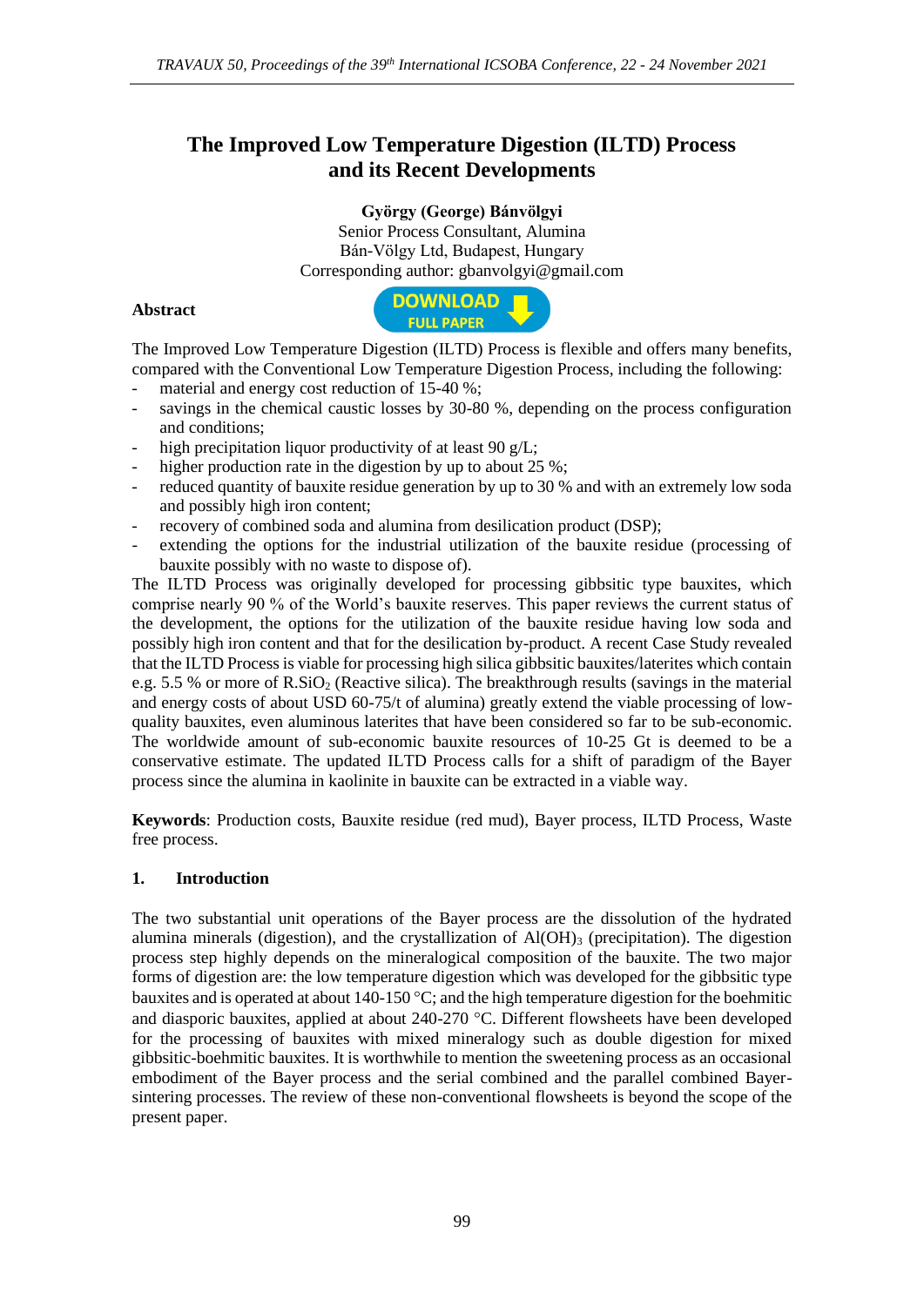# The Improved Low Temperature Digestion (ILTD) Process and its Recent Developments

**György (George) Bánvölgyi**

Senior Process Consultant, Alumina

Bán-Völgy Ltd, Budapest, Hungary

Corresponding author: gbanvolgyi@gmail.com

**Abstract**

The Improved Low Temperature Digestion (ILTD) Process is flexible and offers many benefits, compared with the Conventional Low Temperature Digestion Process, including the following:

- material and energy cost reduction of 15-40 %;
- savings in the chemical caustic losses by 30-80 %, depending on the process configuration and conditions;
- high precipitation liquor productivity of at least 90 g/L;
- higher production rate in the digestion by up to about 25 %;
- reduced quantity of bauxite residue generation by up to 30 % and with an extremely low soda and possibly high iron content;
- recovery of combined soda and alumina from desilication product (DSP);
- extending the options for the industrial utilization of the bauxite residue (processing of bauxite possibly with no waste to dispose of).

The ILTD Process was originally developed for processing gibbsitic type bauxites, which comprise nearly 90 % of the World's bauxite reserves. This paper reviews the current status of the development, the options for the utilization of the bauxite residue having low soda and possibly high iron content and that for the desilication by-product. A recent Case Study revealed that the ILTD Process is viable for processing high silica gibbsitic bauxites/laterites which contain e.g. 5.5 % or more of $R.SiO_2$ (Reactive silica). The breakthrough results (savings in the material and energy costs of about USD 60-75/t of alumina) greatly extend the viable processing of low-quality bauxites, even aluminous laterites that have been considered so far to be sub-economic. The worldwide amount of sub-economic bauxite resources of 10-25 Gt is deemed to be a conservative estimate. The updated ILTD Process calls for a shift of paradigm of the Bayer process since the alumina in kaolinite in bauxite can be extracted in a viable way.

**Keywords**: Production costs, Bauxite residue (red mud), Bayer process, ILTD Process, Waste free process.

## 1. Introduction

The two substantial unit operations of the Bayer process are the dissolution of the hydrated alumina minerals (digestion), and the crystallization of $Al(OH)_3$ (precipitation). The digestion process step highly depends on the mineralogical composition of the bauxite. The two major forms of digestion are: the low temperature digestion which was developed for the gibbsitic type bauxites and is operated at about 140-150 °C; and the high temperature digestion for the boehmitic and diasporic bauxites, applied at about 240-270 °C. Different flowsheets have been developed for the processing of bauxites with mixed mineralogy such as double digestion for mixed gibbsitic-boehmitic bauxites. It is worthwhile to mention the sweetening process as an occasional embodiment of the Bayer process and the serial combined and the parallel combined Bayer-sintering processes. The review of these non-conventional flowsheets is beyond the scope of the present paper.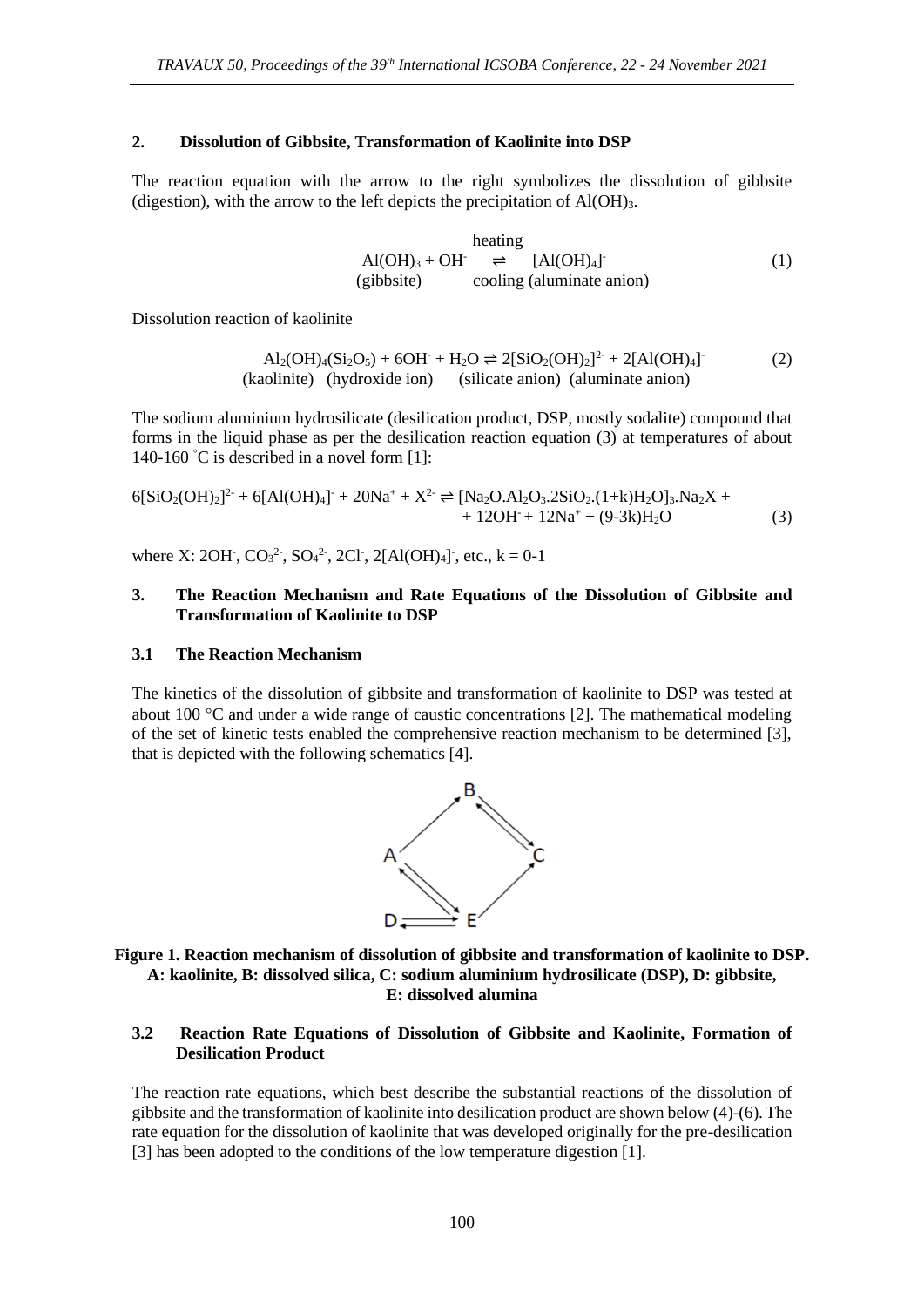## 2. Dissolution of Gibbsite, Transformation of Kaolinite into DSP

The reaction equation with the arrow to the right symbolizes the dissolution of gibbsite (digestion), with the arrow to the left depicts the precipitation of $Al(OH)_3$.

$$\underset{\text{(gibbsite)}}{Al(OH)_3} + OH^- \underset{\text{cooling}}{\overset{\text{heating}}{\rightleftharpoons}} \underset{\text{(aluminate anion)}}{[Al(OH)_4]^-} \quad (1)$$

Dissolution reaction of kaolinite

$$\underset{\text{(kaolinite)}}{Al_2(OH)_4(Si_2O_5)} + \underset{\text{(hydroxide ion)}}{6OH^-} + H_2O \rightleftharpoons \underset{\text{(silicate anion)}}{2[SiO_2(OH)_2]^{2-}} + \underset{\text{(aluminate anion)}}{2[Al(OH)_4]^-} \quad (2)$$

The sodium aluminium hydrosilicate (desilication product, DSP, mostly sodalite) compound that forms in the liquid phase as per the desilication reaction equation (3) at temperatures of about 140-160 °C is described in a novel form [1]:

$$6[SiO_2(OH)_2]^{2-} + 6[Al(OH)_4]^- + 20Na^+ + X^{2-} \rightleftharpoons [Na_2O.Al_2O_3.2SiO_2.(1+k)H_2O]_3.Na_2X + 12OH^- + 12Na^+ + (9-3k)H_2O \quad (3)$$

where X: $2OH^-$, $CO_3^{2-}$, $SO_4^{2-}$, $2Cl^-$, $2[Al(OH)_4]^-$, etc., $k = 0\text{-}1$

## 3. The Reaction Mechanism and Rate Equations of the Dissolution of Gibbsite and Transformation of Kaolinite to DSP

### 3.1 The Reaction Mechanism

The kinetics of the dissolution of gibbsite and transformation of kaolinite to DSP was tested at about 100 °C and under a wide range of caustic concentrations [2]. The mathematical modeling of the set of kinetic tests enabled the comprehensive reaction mechanism to be determined [3], that is depicted with the following schematics [4].

**Figure 1. Reaction mechanism of dissolution of gibbsite and transformation of kaolinite to DSP. A: kaolinite, B: dissolved silica, C: sodium aluminium hydrosilicate (DSP), D: gibbsite, E: dissolved alumina**

### 3.2 Reaction Rate Equations of Dissolution of Gibbsite and Kaolinite, Formation of Desilication Product

The reaction rate equations, which best describe the substantial reactions of the dissolution of gibbsite and the transformation of kaolinite into desilication product are shown below (4)-(6). The rate equation for the dissolution of kaolinite that was developed originally for the pre-desilication [3] has been adopted to the conditions of the low temperature digestion [1].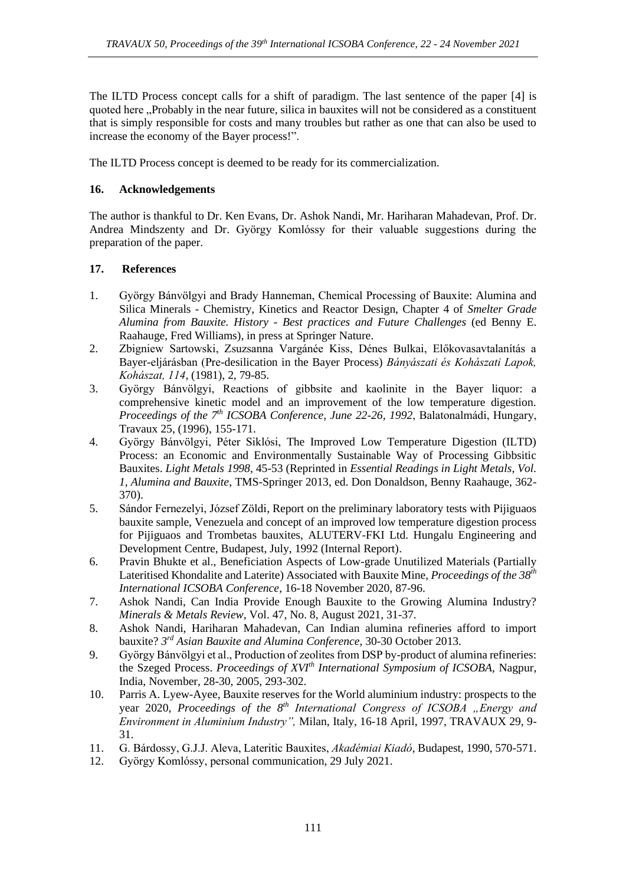The ILTD Process concept calls for a shift of paradigm. The last sentence of the paper [4] is quoted here „Probably in the near future, silica in bauxites will not be considered as a constituent that is simply responsible for costs and many troubles but rather as one that can also be used to increase the economy of the Bayer process!".

The ILTD Process concept is deemed to be ready for its commercialization.

## 16. Acknowledgements

The author is thankful to Dr. Ken Evans, Dr. Ashok Nandi, Mr. Hariharan Mahadevan, Prof. Dr. Andrea Mindszenty and Dr. György Komlóssy for their valuable suggestions during the preparation of the paper.

## 17. References

1. György Bánvölgyi and Brady Hanneman, Chemical Processing of Bauxite: Alumina and Silica Minerals - Chemistry, Kinetics and Reactor Design, Chapter 4 of *Smelter Grade Alumina from Bauxite. History - Best practices and Future Challenges* (ed Benny E. Raahauge, Fred Williams), in press at Springer Nature.
2. Zbigniew Sartowski, Zsuzsanna Vargánée Kiss, Dénes Bulkai, Előkovasavtalanítás a Bayer-eljárásban (Pre-desilication in the Bayer Process) *Bányászati és Kohászati Lapok, Kohászat, 114*, (1981), 2, 79-85.
3. György Bánvölgyi, Reactions of gibbsite and kaolinite in the Bayer liquor: a comprehensive kinetic model and an improvement of the low temperature digestion. *Proceedings of the 7th ICSOBA Conference, June 22-26, 1992*, Balatonalmádi, Hungary, Travaux 25, (1996), 155-171.
4. György Bánvölgyi, Péter Siklósi, The Improved Low Temperature Digestion (ILTD) Process: an Economic and Environmentally Sustainable Way of Processing Gibbsitic Bauxites. *Light Metals 1998*, 45-53 (Reprinted in *Essential Readings in Light Metals, Vol. 1, Alumina and Bauxite*, TMS-Springer 2013, ed. Don Donaldson, Benny Raahauge, 362-370).
5. Sándor Fernezelyi, József Zöldi, Report on the preliminary laboratory tests with Pijiguaos bauxite sample, Venezuela and concept of an improved low temperature digestion process for Pijiguaos and Trombetas bauxites, ALUTERV-FKI Ltd. Hungalu Engineering and Development Centre, Budapest, July, 1992 (Internal Report).
6. Pravin Bhukte et al., Beneficiation Aspects of Low-grade Unutilized Materials (Partially Lateritised Khondalite and Laterite) Associated with Bauxite Mine, *Proceedings of the 38th International ICSOBA Conference*, 16-18 November 2020, 87-96.
7. Ashok Nandi, Can India Provide Enough Bauxite to the Growing Alumina Industry? *Minerals & Metals Review*, Vol. 47, No. 8, August 2021, 31-37.
8. Ashok Nandi, Hariharan Mahadevan, Can Indian alumina refineries afford to import bauxite? *3rd Asian Bauxite and Alumina Conference*, 30-30 October 2013.
9. György Bánvölgyi et al., Production of zeolites from DSP by-product of alumina refineries: the Szeged Process. *Proceedings of XVIth International Symposium of ICSOBA*, Nagpur, India, November, 28-30, 2005, 293-302.
10. Parris A. Lyew-Ayee, Bauxite reserves for the World aluminium industry: prospects to the year 2020, *Proceedings of the 8th International Congress of ICSOBA „Energy and Environment in Aluminium Industry"*, Milan, Italy, 16-18 April, 1997, TRAVAUX 29, 9-31.
11. G. Bárdossy, G.J.J. Aleva, Lateritic Bauxites, *Akadémiai Kiadó*, Budapest, 1990, 570-571.
12. György Komlóssy, personal communication, 29 July 2021.